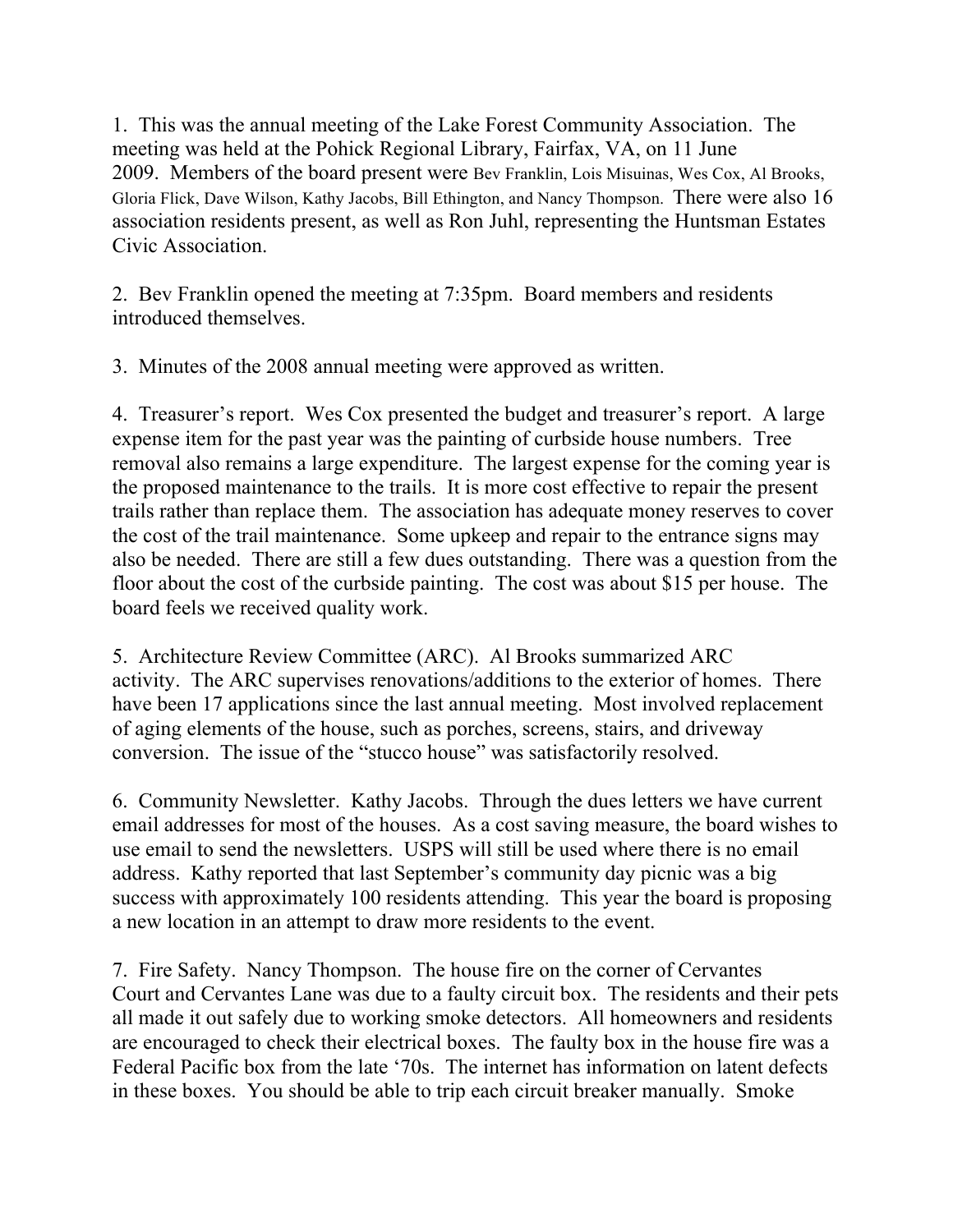1. This was the annual meeting of the Lake Forest Community Association. The meeting was held at the Pohick Regional Library, Fairfax, VA, on 11 June 2009. Members of the board present were Bev Franklin, Lois Misuinas, Wes Cox, Al Brooks, Gloria Flick, Dave Wilson, Kathy Jacobs, Bill Ethington, and Nancy Thompson. There were also 16 association residents present, as well as Ron Juhl, representing the Huntsman Estates Civic Association.

2. Bev Franklin opened the meeting at 7:35pm. Board members and residents introduced themselves.

3. Minutes of the 2008 annual meeting were approved as written.

4. Treasurer's report. Wes Cox presented the budget and treasurer's report. A large expense item for the past year was the painting of curbside house numbers. Tree removal also remains a large expenditure. The largest expense for the coming year is the proposed maintenance to the trails. It is more cost effective to repair the present trails rather than replace them. The association has adequate money reserves to cover the cost of the trail maintenance. Some upkeep and repair to the entrance signs may also be needed. There are still a few dues outstanding. There was a question from the floor about the cost of the curbside painting. The cost was about $15 per house. The board feels we received quality work.

5. Architecture Review Committee (ARC). Al Brooks summarized ARC activity. The ARC supervises renovations/additions to the exterior of homes. There have been 17 applications since the last annual meeting. Most involved replacement of aging elements of the house, such as porches, screens, stairs, and driveway conversion. The issue of the "stucco house" was satisfactorily resolved.

6. Community Newsletter. Kathy Jacobs. Through the dues letters we have current email addresses for most of the houses. As a cost saving measure, the board wishes to use email to send the newsletters. USPS will still be used where there is no email address. Kathy reported that last September's community day picnic was a big success with approximately 100 residents attending. This year the board is proposing a new location in an attempt to draw more residents to the event.

7. Fire Safety. Nancy Thompson. The house fire on the corner of Cervantes Court and Cervantes Lane was due to a faulty circuit box. The residents and their pets all made it out safely due to working smoke detectors. All homeowners and residents are encouraged to check their electrical boxes. The faulty box in the house fire was a Federal Pacific box from the late '70s. The internet has information on latent defects in these boxes. You should be able to trip each circuit breaker manually. Smoke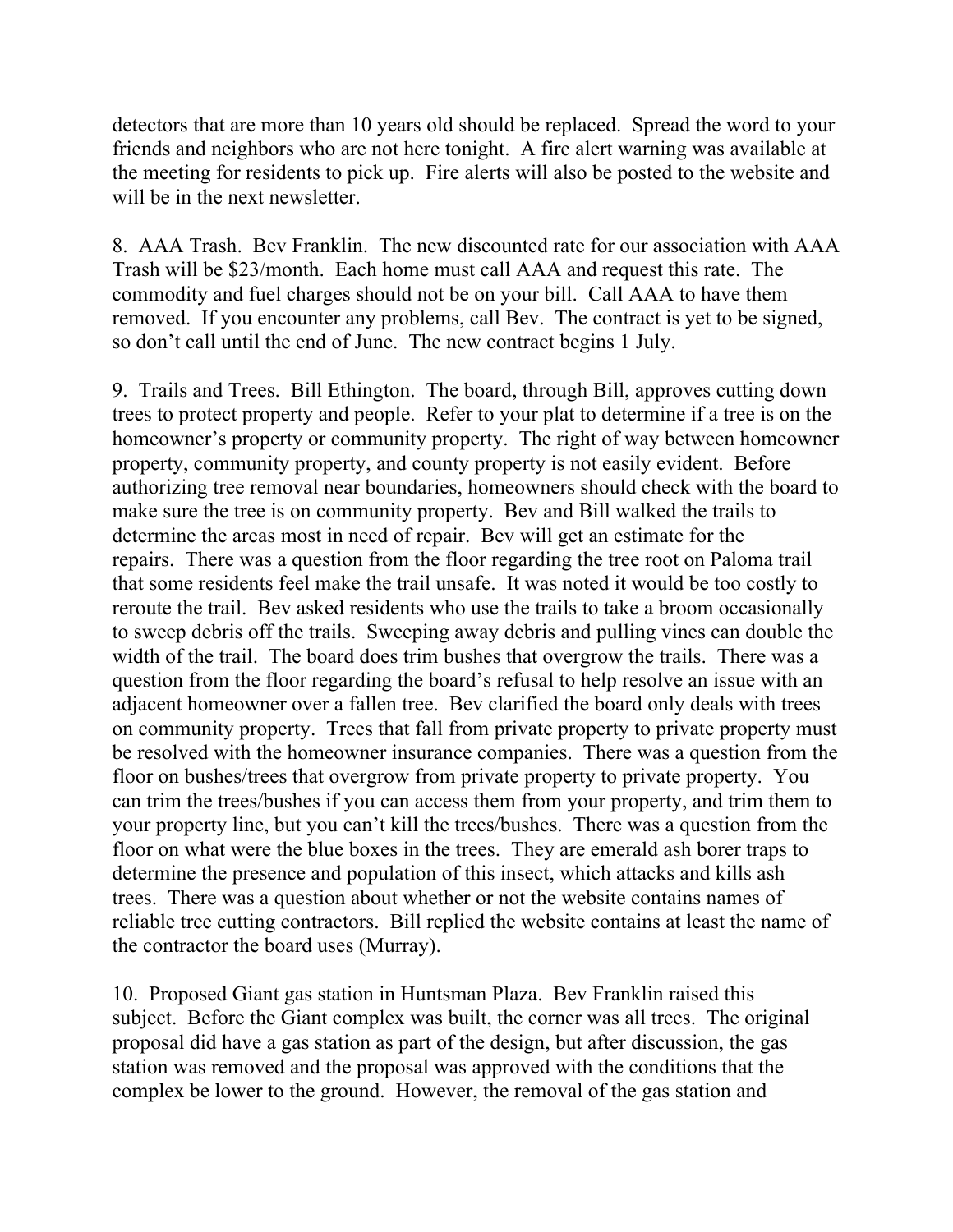detectors that are more than 10 years old should be replaced. Spread the word to your friends and neighbors who are not here tonight. A fire alert warning was available at the meeting for residents to pick up. Fire alerts will also be posted to the website and will be in the next newsletter.

8. AAA Trash. Bev Franklin. The new discounted rate for our association with AAA Trash will be $23/month. Each home must call AAA and request this rate. The commodity and fuel charges should not be on your bill. Call AAA to have them removed. If you encounter any problems, call Bev. The contract is yet to be signed, so don't call until the end of June. The new contract begins 1 July.

9. Trails and Trees. Bill Ethington. The board, through Bill, approves cutting down trees to protect property and people. Refer to your plat to determine if a tree is on the homeowner's property or community property. The right of way between homeowner property, community property, and county property is not easily evident. Before authorizing tree removal near boundaries, homeowners should check with the board to make sure the tree is on community property. Bev and Bill walked the trails to determine the areas most in need of repair. Bev will get an estimate for the repairs. There was a question from the floor regarding the tree root on Paloma trail that some residents feel make the trail unsafe. It was noted it would be too costly to reroute the trail. Bev asked residents who use the trails to take a broom occasionally to sweep debris off the trails. Sweeping away debris and pulling vines can double the width of the trail. The board does trim bushes that overgrow the trails. There was a question from the floor regarding the board's refusal to help resolve an issue with an adjacent homeowner over a fallen tree. Bev clarified the board only deals with trees on community property. Trees that fall from private property to private property must be resolved with the homeowner insurance companies. There was a question from the floor on bushes/trees that overgrow from private property to private property. You can trim the trees/bushes if you can access them from your property, and trim them to your property line, but you can't kill the trees/bushes. There was a question from the floor on what were the blue boxes in the trees. They are emerald ash borer traps to determine the presence and population of this insect, which attacks and kills ash trees. There was a question about whether or not the website contains names of reliable tree cutting contractors. Bill replied the website contains at least the name of the contractor the board uses (Murray).

10. Proposed Giant gas station in Huntsman Plaza. Bev Franklin raised this subject. Before the Giant complex was built, the corner was all trees. The original proposal did have a gas station as part of the design, but after discussion, the gas station was removed and the proposal was approved with the conditions that the complex be lower to the ground. However, the removal of the gas station and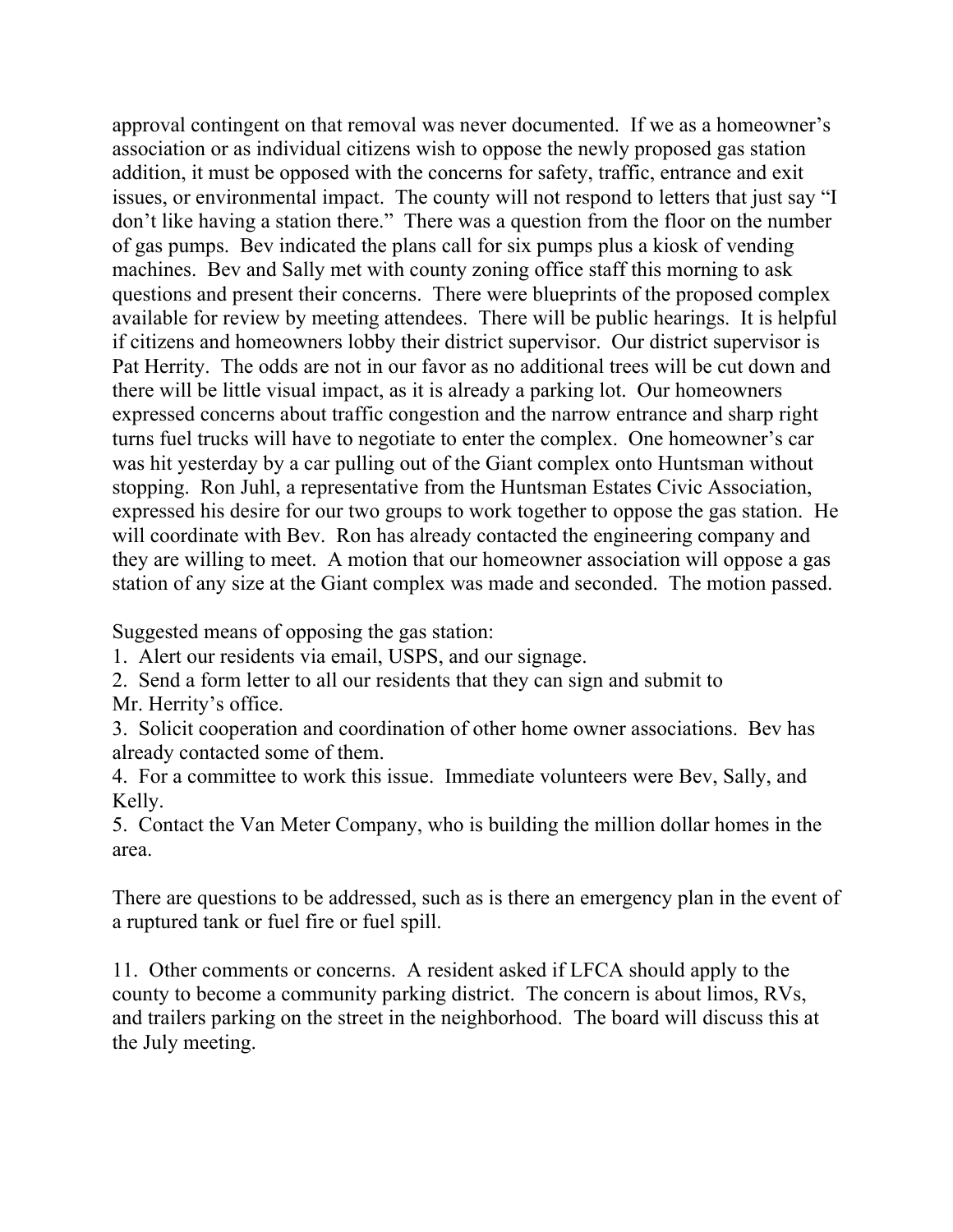approval contingent on that removal was never documented. If we as a homeowner's association or as individual citizens wish to oppose the newly proposed gas station addition, it must be opposed with the concerns for safety, traffic, entrance and exit issues, or environmental impact. The county will not respond to letters that just say "I don't like having a station there." There was a question from the floor on the number of gas pumps. Bev indicated the plans call for six pumps plus a kiosk of vending machines. Bev and Sally met with county zoning office staff this morning to ask questions and present their concerns. There were blueprints of the proposed complex available for review by meeting attendees. There will be public hearings. It is helpful if citizens and homeowners lobby their district supervisor. Our district supervisor is Pat Herrity. The odds are not in our favor as no additional trees will be cut down and there will be little visual impact, as it is already a parking lot. Our homeowners expressed concerns about traffic congestion and the narrow entrance and sharp right turns fuel trucks will have to negotiate to enter the complex. One homeowner's car was hit yesterday by a car pulling out of the Giant complex onto Huntsman without stopping. Ron Juhl, a representative from the Huntsman Estates Civic Association, expressed his desire for our two groups to work together to oppose the gas station. He will coordinate with Bev. Ron has already contacted the engineering company and they are willing to meet. A motion that our homeowner association will oppose a gas station of any size at the Giant complex was made and seconded. The motion passed.

Suggested means of opposing the gas station:

1. Alert our residents via email, USPS, and our signage.
2. Send a form letter to all our residents that they can sign and submit to Mr. Herrity's office.
3. Solicit cooperation and coordination of other home owner associations. Bev has already contacted some of them.
4. For a committee to work this issue. Immediate volunteers were Bev, Sally, and Kelly.
5. Contact the Van Meter Company, who is building the million dollar homes in the area.

There are questions to be addressed, such as is there an emergency plan in the event of a ruptured tank or fuel fire or fuel spill.

11. Other comments or concerns. A resident asked if LFCA should apply to the county to become a community parking district. The concern is about limos, RVs, and trailers parking on the street in the neighborhood. The board will discuss this at the July meeting.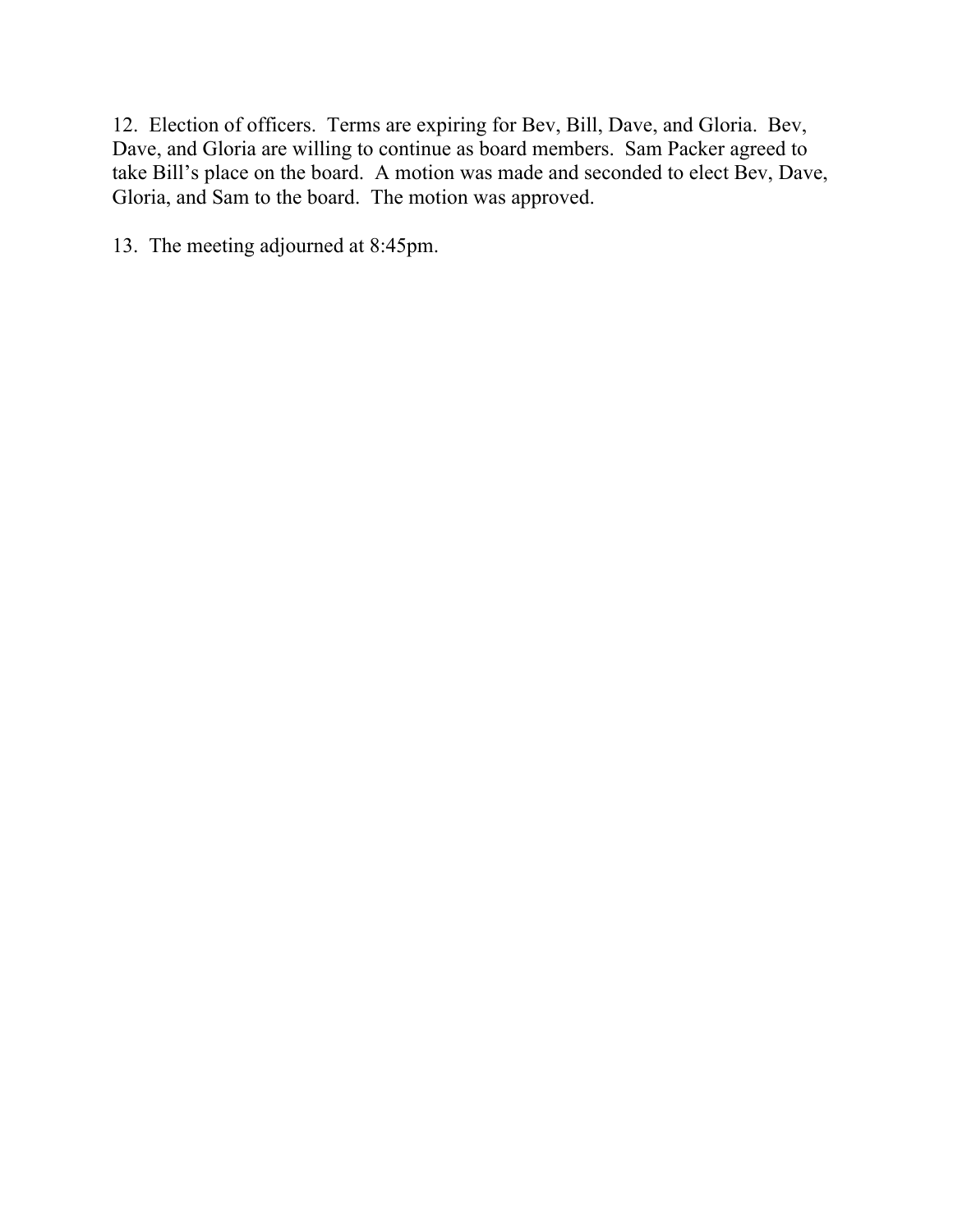12. Election of officers. Terms are expiring for Bev, Bill, Dave, and Gloria. Bev, Dave, and Gloria are willing to continue as board members. Sam Packer agreed to take Bill's place on the board. A motion was made and seconded to elect Bev, Dave, Gloria, and Sam to the board. The motion was approved.

13. The meeting adjourned at 8:45pm.